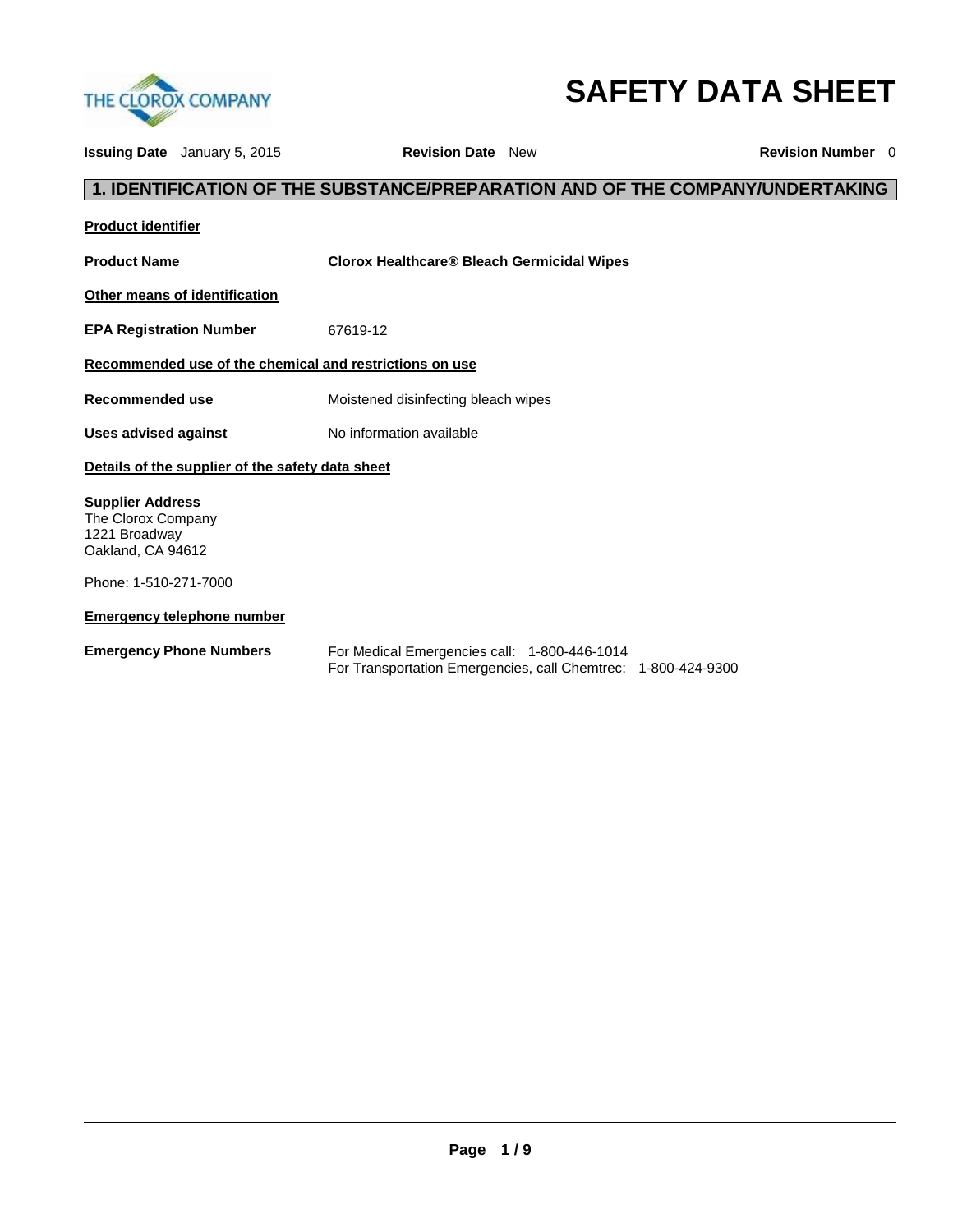THE CLOROX COMPANY

# SAFETY DATA SHEET

**Issuing Date** January 5, 2015 **Revision Date** New **Revision Number** 0

## 1. IDENTIFICATION OF THE SUBSTANCE/PREPARATION AND OF THE COMPANY/UNDERTAKING

**Product identifier**

**Product Name** **Clorox Healthcare® Bleach Germicidal Wipes**

**Other means of identification**

**EPA Registration Number** 67619-12

**Recommended use of the chemical and restrictions on use**

**Recommended use** Moistened disinfecting bleach wipes

**Uses advised against** No information available

**Details of the supplier of the safety data sheet**

**Supplier Address**
The Clorox Company
1221 Broadway
Oakland, CA 94612

Phone: 1-510-271-7000

**Emergency telephone number**

**Emergency Phone Numbers**
For Medical Emergencies call: 1-800-446-1014
For Transportation Emergencies, call Chemtrec: 1-800-424-9300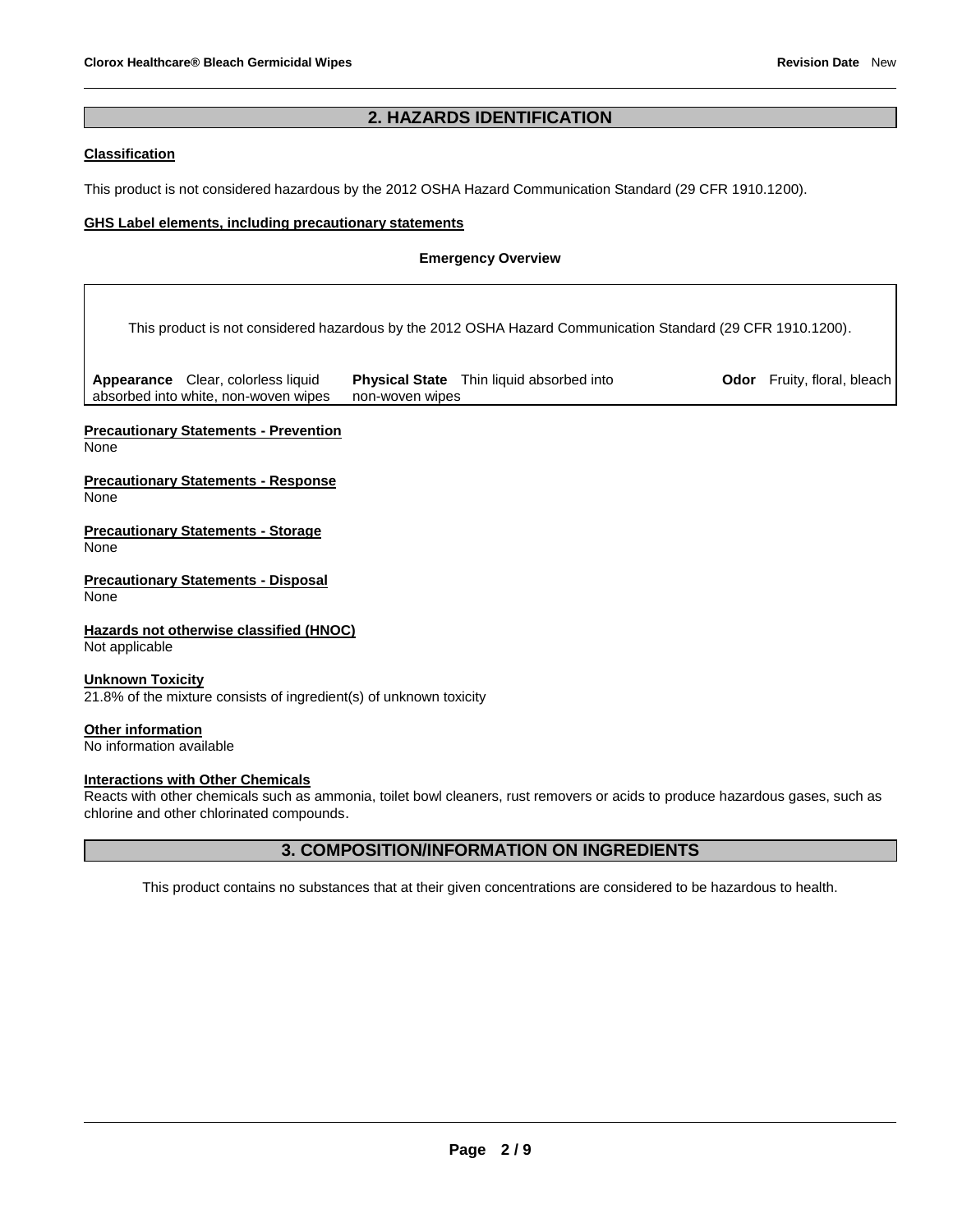## 2. HAZARDS IDENTIFICATION

**Classification**

This product is not considered hazardous by the 2012 OSHA Hazard Communication Standard (29 CFR 1910.1200).

**GHS Label elements, including precautionary statements**

**Emergency Overview**

This product is not considered hazardous by the 2012 OSHA Hazard Communication Standard (29 CFR 1910.1200).

| **Appearance** Clear, colorless liquid absorbed into white, non-woven wipes | **Physical State** Thin liquid absorbed into non-woven wipes | **Odor** Fruity, floral, bleach |
|---|---|---|

**Precautionary Statements - Prevention**
None

**Precautionary Statements - Response**
None

**Precautionary Statements - Storage**
None

**Precautionary Statements - Disposal**
None

**Hazards not otherwise classified (HNOC)**
Not applicable

**Unknown Toxicity**
21.8% of the mixture consists of ingredient(s) of unknown toxicity

**Other information**
No information available

**Interactions with Other Chemicals**
Reacts with other chemicals such as ammonia, toilet bowl cleaners, rust removers or acids to produce hazardous gases, such as chlorine and other chlorinated compounds.

## 3. COMPOSITION/INFORMATION ON INGREDIENTS

This product contains no substances that at their given concentrations are considered to be hazardous to health.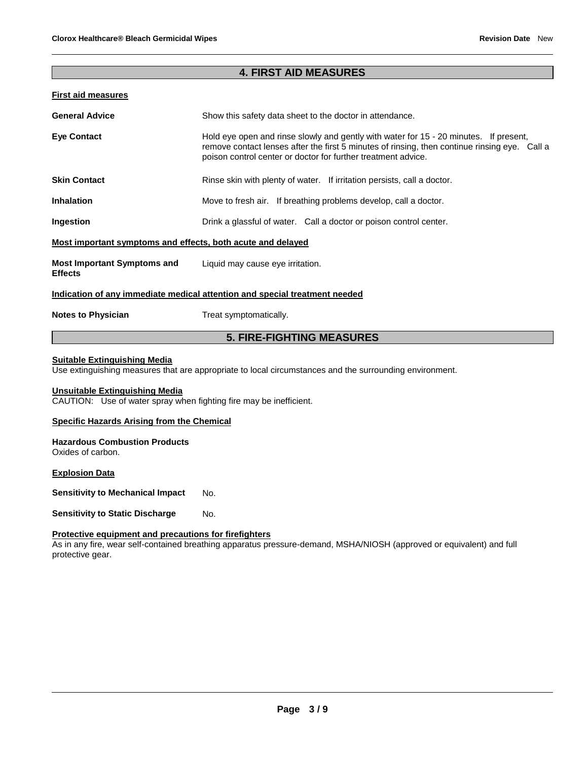## 4. FIRST AID MEASURES

### First aid measures

**General Advice** Show this safety data sheet to the doctor in attendance.

**Eye Contact** Hold eye open and rinse slowly and gently with water for 15 - 20 minutes. If present, remove contact lenses after the first 5 minutes of rinsing, then continue rinsing eye. Call a poison control center or doctor for further treatment advice.

**Skin Contact** Rinse skin with plenty of water. If irritation persists, call a doctor.

**Inhalation** Move to fresh air. If breathing problems develop, call a doctor.

**Ingestion** Drink a glassful of water. Call a doctor or poison control center.

### Most important symptoms and effects, both acute and delayed

**Most Important Symptoms and Effects** Liquid may cause eye irritation.

### Indication of any immediate medical attention and special treatment needed

**Notes to Physician** Treat symptomatically.

## 5. FIRE-FIGHTING MEASURES

### Suitable Extinguishing Media

Use extinguishing measures that are appropriate to local circumstances and the surrounding environment.

### Unsuitable Extinguishing Media

CAUTION: Use of water spray when fighting fire may be inefficient.

### Specific Hazards Arising from the Chemical

**Hazardous Combustion Products**
Oxides of carbon.

### Explosion Data

**Sensitivity to Mechanical Impact** No.

**Sensitivity to Static Discharge** No.

### Protective equipment and precautions for firefighters

As in any fire, wear self-contained breathing apparatus pressure-demand, MSHA/NIOSH (approved or equivalent) and full protective gear.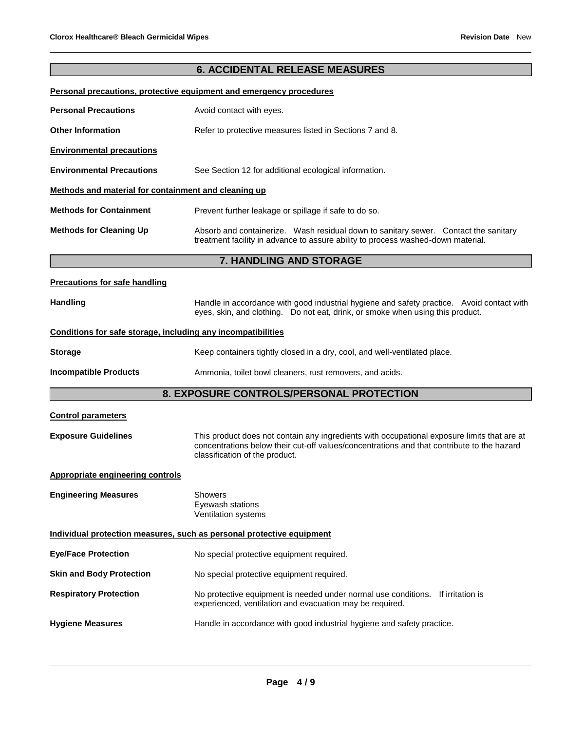## 6. ACCIDENTAL RELEASE MEASURES

**Personal precautions, protective equipment and emergency procedures**

**Personal Precautions** Avoid contact with eyes.

**Other Information** Refer to protective measures listed in Sections 7 and 8.

**Environmental precautions**

**Environmental Precautions** See Section 12 for additional ecological information.

**Methods and material for containment and cleaning up**

**Methods for Containment** Prevent further leakage or spillage if safe to do so.

**Methods for Cleaning Up** Absorb and containerize. Wash residual down to sanitary sewer. Contact the sanitary treatment facility in advance to assure ability to process washed-down material.

## 7. HANDLING AND STORAGE

**Precautions for safe handling**

**Handling** Handle in accordance with good industrial hygiene and safety practice. Avoid contact with eyes, skin, and clothing. Do not eat, drink, or smoke when using this product.

**Conditions for safe storage, including any incompatibilities**

**Storage** Keep containers tightly closed in a dry, cool, and well-ventilated place.

**Incompatible Products** Ammonia, toilet bowl cleaners, rust removers, and acids.

## 8. EXPOSURE CONTROLS/PERSONAL PROTECTION

**Control parameters**

**Exposure Guidelines** This product does not contain any ingredients with occupational exposure limits that are at concentrations below their cut-off values/concentrations and that contribute to the hazard classification of the product.

**Appropriate engineering controls**

**Engineering Measures** Showers
Eyewash stations
Ventilation systems

**Individual protection measures, such as personal protective equipment**

**Eye/Face Protection** No special protective equipment required.

**Skin and Body Protection** No special protective equipment required.

**Respiratory Protection** No protective equipment is needed under normal use conditions. If irritation is experienced, ventilation and evacuation may be required.

**Hygiene Measures** Handle in accordance with good industrial hygiene and safety practice.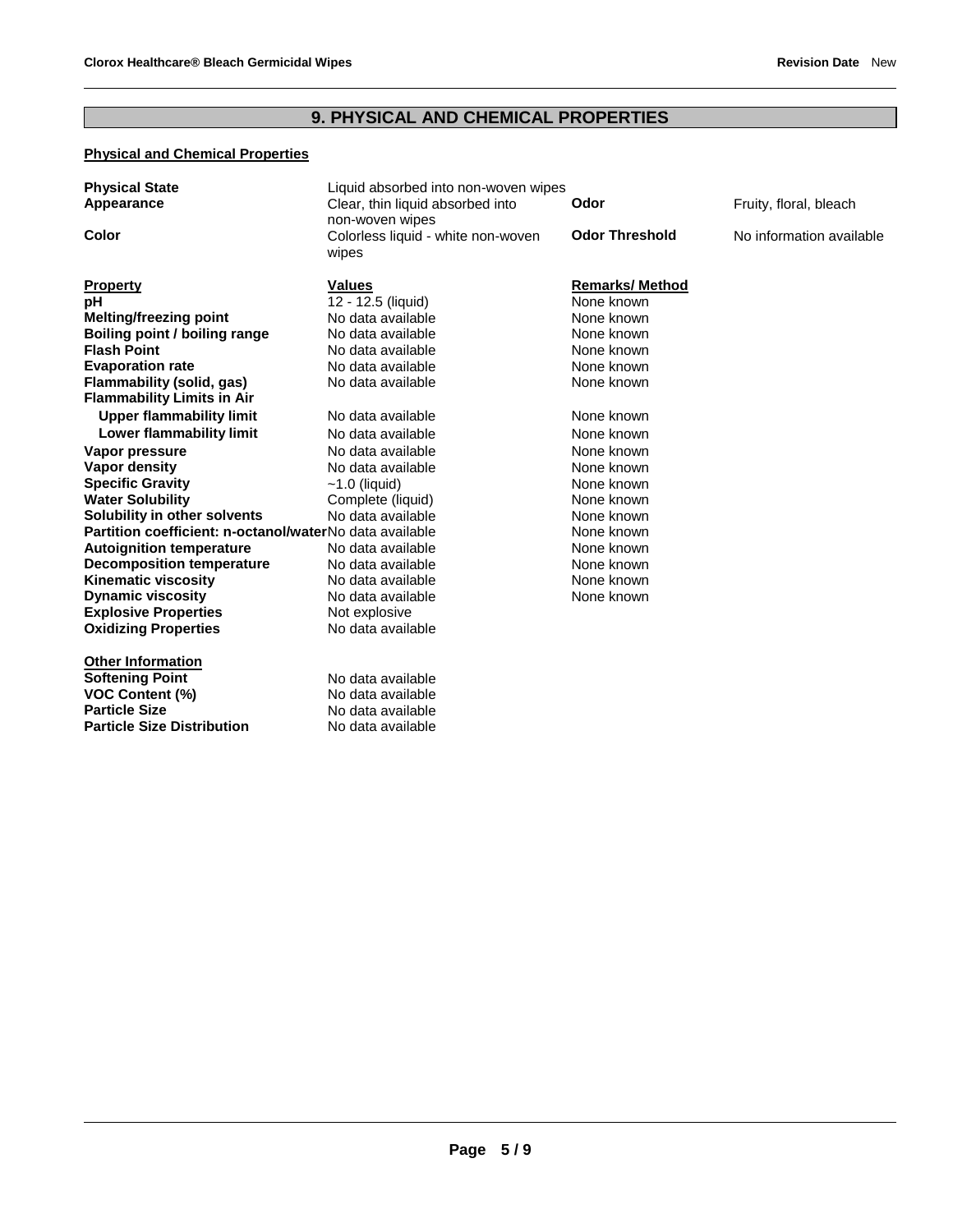## 9. PHYSICAL AND CHEMICAL PROPERTIES

**Physical and Chemical Properties**

| | | | |
|---|---|---|---|
| **Physical State** | Liquid absorbed into non-woven wipes | | |
| **Appearance** | Clear, thin liquid absorbed into non-woven wipes | **Odor** | Fruity, floral, bleach |
| **Color** | Colorless liquid - white non-woven wipes | **Odor Threshold** | No information available |

| **Property** | **Values** | **Remarks/ Method** |
|---|---|---|
| **pH** | 12 - 12.5 (liquid) | None known |
| **Melting/freezing point** | No data available | None known |
| **Boiling point / boiling range** | No data available | None known |
| **Flash Point** | No data available | None known |
| **Evaporation rate** | No data available | None known |
| **Flammability (solid, gas)** | No data available | None known |
| **Flammability Limits in Air** | | |
| **Upper flammability limit** | No data available | None known |
| **Lower flammability limit** | No data available | None known |
| **Vapor pressure** | No data available | None known |
| **Vapor density** | No data available | None known |
| **Specific Gravity** | ~1.0 (liquid) | None known |
| **Water Solubility** | Complete (liquid) | None known |
| **Solubility in other solvents** | No data available | None known |
| **Partition coefficient: n-octanol/water** | No data available | None known |
| **Autoignition temperature** | No data available | None known |
| **Decomposition temperature** | No data available | None known |
| **Kinematic viscosity** | No data available | None known |
| **Dynamic viscosity** | No data available | None known |
| **Explosive Properties** | Not explosive | |
| **Oxidizing Properties** | No data available | |

**Other Information**

| | |
|---|---|
| **Softening Point** | No data available |
| **VOC Content (%)** | No data available |
| **Particle Size** | No data available |
| **Particle Size Distribution** | No data available |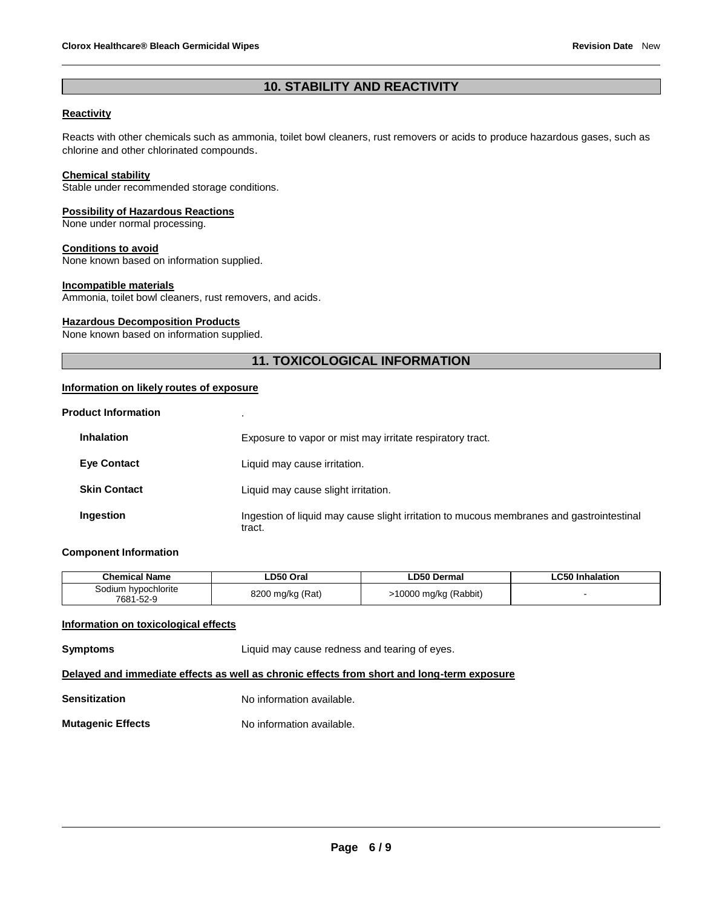## 10. STABILITY AND REACTIVITY

**Reactivity**

Reacts with other chemicals such as ammonia, toilet bowl cleaners, rust removers or acids to produce hazardous gases, such as chlorine and other chlorinated compounds.

**Chemical stability**

Stable under recommended storage conditions.

**Possibility of Hazardous Reactions**

None under normal processing.

**Conditions to avoid**

None known based on information supplied.

**Incompatible materials**

Ammonia, toilet bowl cleaners, rust removers, and acids.

**Hazardous Decomposition Products**

None known based on information supplied.

## 11. TOXICOLOGICAL INFORMATION

**Information on likely routes of exposure**

**Product Information** .

**Inhalation** Exposure to vapor or mist may irritate respiratory tract.

**Eye Contact** Liquid may cause irritation.

**Skin Contact** Liquid may cause slight irritation.

**Ingestion** Ingestion of liquid may cause slight irritation to mucous membranes and gastrointestinal tract.

**Component Information**

| Chemical Name | LD50 Oral | LD50 Dermal | LC50 Inhalation |
|---|---|---|---|
| Sodium hypochlorite 7681-52-9 | 8200 mg/kg (Rat) | >10000 mg/kg (Rabbit) | - |

**Information on toxicological effects**

**Symptoms** Liquid may cause redness and tearing of eyes.

**Delayed and immediate effects as well as chronic effects from short and long-term exposure**

**Sensitization** No information available.

**Mutagenic Effects** No information available.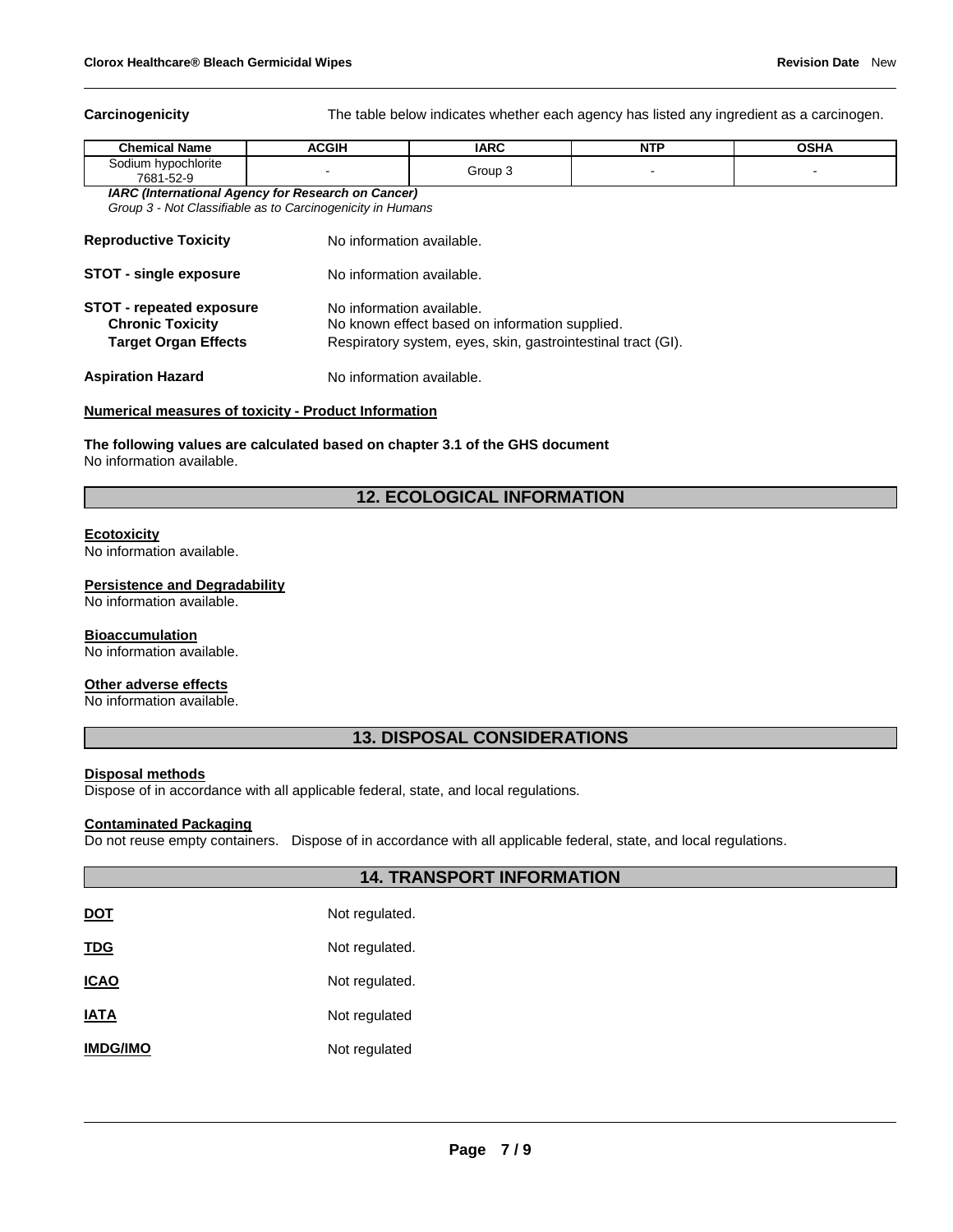**Carcinogenicity** The table below indicates whether each agency has listed any ingredient as a carcinogen.

| Chemical Name | ACGIH | IARC | NTP | OSHA |
|---|---|---|---|---|
| Sodium hypochlorite 7681-52-9 | - | Group 3 | - | - |

***IARC (International Agency for Research on Cancer)***
*Group 3 - Not Classifiable as to Carcinogenicity in Humans*

**Reproductive Toxicity** No information available.

**STOT - single exposure** No information available.

**STOT - repeated exposure** No information available.
**Chronic Toxicity** No known effect based on information supplied.
**Target Organ Effects** Respiratory system, eyes, skin, gastrointestinal tract (GI).

**Aspiration Hazard** No information available.

**Numerical measures of toxicity - Product Information**

**The following values are calculated based on chapter 3.1 of the GHS document**
No information available.

## 12. ECOLOGICAL INFORMATION

**Ecotoxicity**
No information available.

**Persistence and Degradability**
No information available.

**Bioaccumulation**
No information available.

**Other adverse effects**
No information available.

## 13. DISPOSAL CONSIDERATIONS

**Disposal methods**
Dispose of in accordance with all applicable federal, state, and local regulations.

**Contaminated Packaging**
Do not reuse empty containers. Dispose of in accordance with all applicable federal, state, and local regulations.

## 14. TRANSPORT INFORMATION

**DOT** Not regulated.

**TDG** Not regulated.

**ICAO** Not regulated.

**IATA** Not regulated

**IMDG/IMO** Not regulated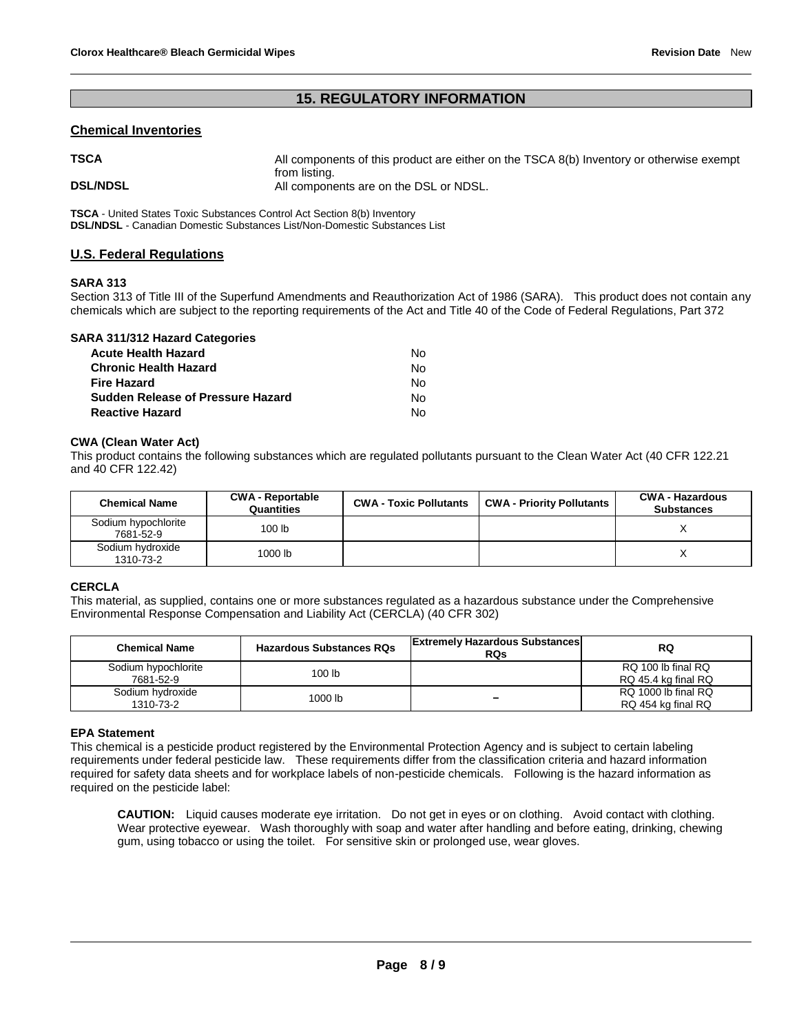## 15. REGULATORY INFORMATION

### Chemical Inventories

**TSCA** All components of this product are either on the TSCA 8(b) Inventory or otherwise exempt from listing.

**DSL/NDSL** All components are on the DSL or NDSL.

**TSCA** - United States Toxic Substances Control Act Section 8(b) Inventory
**DSL/NDSL** - Canadian Domestic Substances List/Non-Domestic Substances List

### U.S. Federal Regulations

**SARA 313**

Section 313 of Title III of the Superfund Amendments and Reauthorization Act of 1986 (SARA). This product does not contain any chemicals which are subject to the reporting requirements of the Act and Title 40 of the Code of Federal Regulations, Part 372

**SARA 311/312 Hazard Categories**

| | |
|---|---|
| **Acute Health Hazard** | No |
| **Chronic Health Hazard** | No |
| **Fire Hazard** | No |
| **Sudden Release of Pressure Hazard** | No |
| **Reactive Hazard** | No |

**CWA (Clean Water Act)**

This product contains the following substances which are regulated pollutants pursuant to the Clean Water Act (40 CFR 122.21 and 40 CFR 122.42)

| Chemical Name | CWA - Reportable Quantities | CWA - Toxic Pollutants | CWA - Priority Pollutants | CWA - Hazardous Substances |
|---|---|---|---|---|
| Sodium hypochlorite 7681-52-9 | 100 lb | | | X |
| Sodium hydroxide 1310-73-2 | 1000 lb | | | X |

**CERCLA**

This material, as supplied, contains one or more substances regulated as a hazardous substance under the Comprehensive Environmental Response Compensation and Liability Act (CERCLA) (40 CFR 302)

| Chemical Name | Hazardous Substances RQs | Extremely Hazardous Substances RQs | RQ |
|---|---|---|---|
| Sodium hypochlorite 7681-52-9 | 100 lb | | RQ 100 lb final RQ RQ 45.4 kg final RQ |
| Sodium hydroxide 1310-73-2 | 1000 lb | – | RQ 1000 lb final RQ RQ 454 kg final RQ |

**EPA Statement**

This chemical is a pesticide product registered by the Environmental Protection Agency and is subject to certain labeling requirements under federal pesticide law. These requirements differ from the classification criteria and hazard information required for safety data sheets and for workplace labels of non-pesticide chemicals. Following is the hazard information as required on the pesticide label:

> **CAUTION:** Liquid causes moderate eye irritation. Do not get in eyes or on clothing. Avoid contact with clothing. Wear protective eyewear. Wash thoroughly with soap and water after handling and before eating, drinking, chewing gum, using tobacco or using the toilet. For sensitive skin or prolonged use, wear gloves.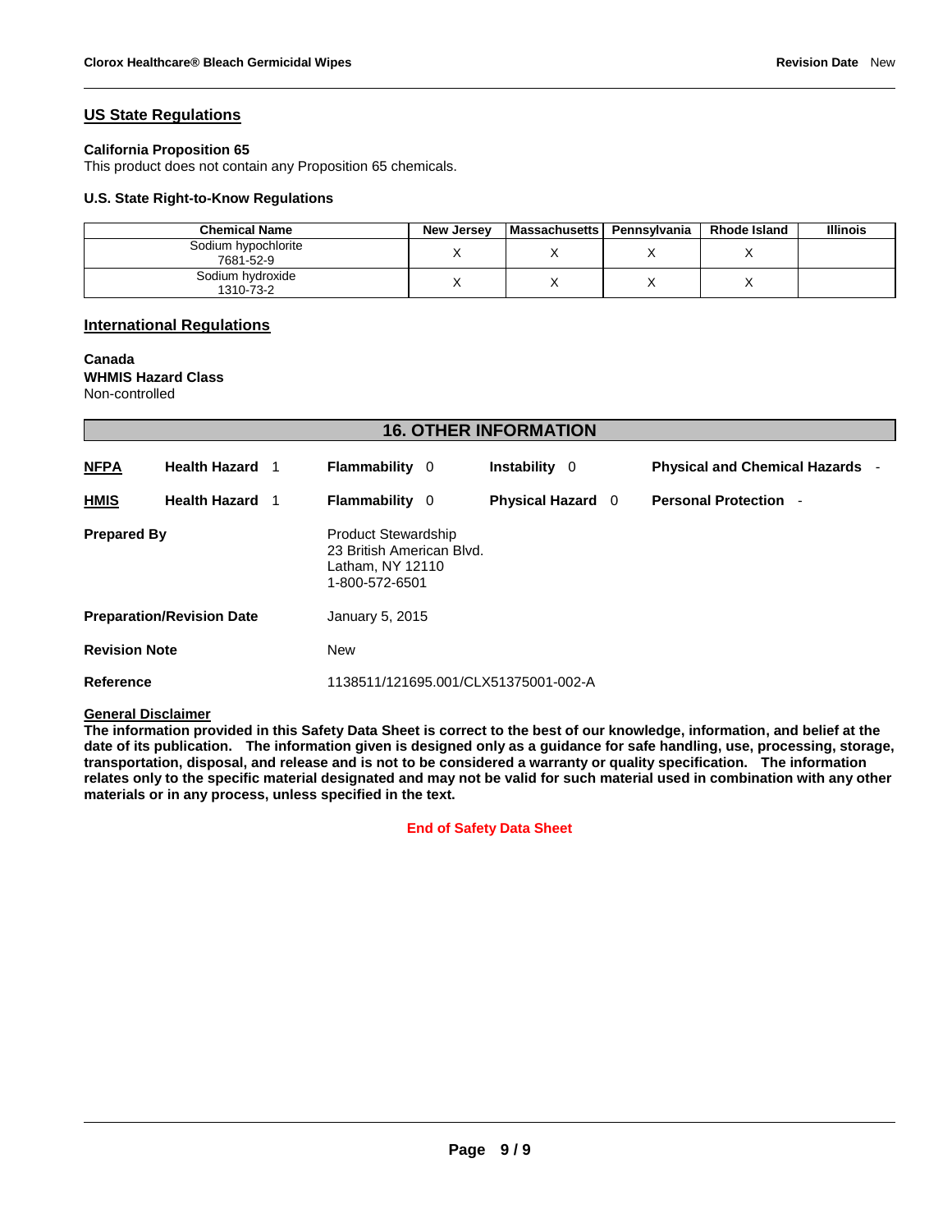## US State Regulations

### California Proposition 65

This product does not contain any Proposition 65 chemicals.

### U.S. State Right-to-Know Regulations

| Chemical Name | New Jersey | Massachusetts | Pennsylvania | Rhode Island | Illinois |
|---|---|---|---|---|---|
| Sodium hypochlorite 7681-52-9 | X | X | X | X | |
| Sodium hydroxide 1310-73-2 | X | X | X | X | |

## International Regulations

**Canada**
**WHMIS Hazard Class**
Non-controlled

## 16. OTHER INFORMATION

| | | | | |
|---|---|---|---|---|
| **NFPA** | **Health Hazard** 1 | **Flammability** 0 | **Instability** 0 | **Physical and Chemical Hazards** - |
| **HMIS** | **Health Hazard** 1 | **Flammability** 0 | **Physical Hazard** 0 | **Personal Protection** - |

**Prepared By**
Product Stewardship
23 British American Blvd.
Latham, NY 12110
1-800-572-6501

**Preparation/Revision Date** January 5, 2015

**Revision Note** New

**Reference** 1138511/121695.001/CLX51375001-002-A

**General Disclaimer**

**The information provided in this Safety Data Sheet is correct to the best of our knowledge, information, and belief at the date of its publication. The information given is designed only as a guidance for safe handling, use, processing, storage, transportation, disposal, and release and is not to be considered a warranty or quality specification. The information relates only to the specific material designated and may not be valid for such material used in combination with any other materials or in any process, unless specified in the text.**

**End of Safety Data Sheet**